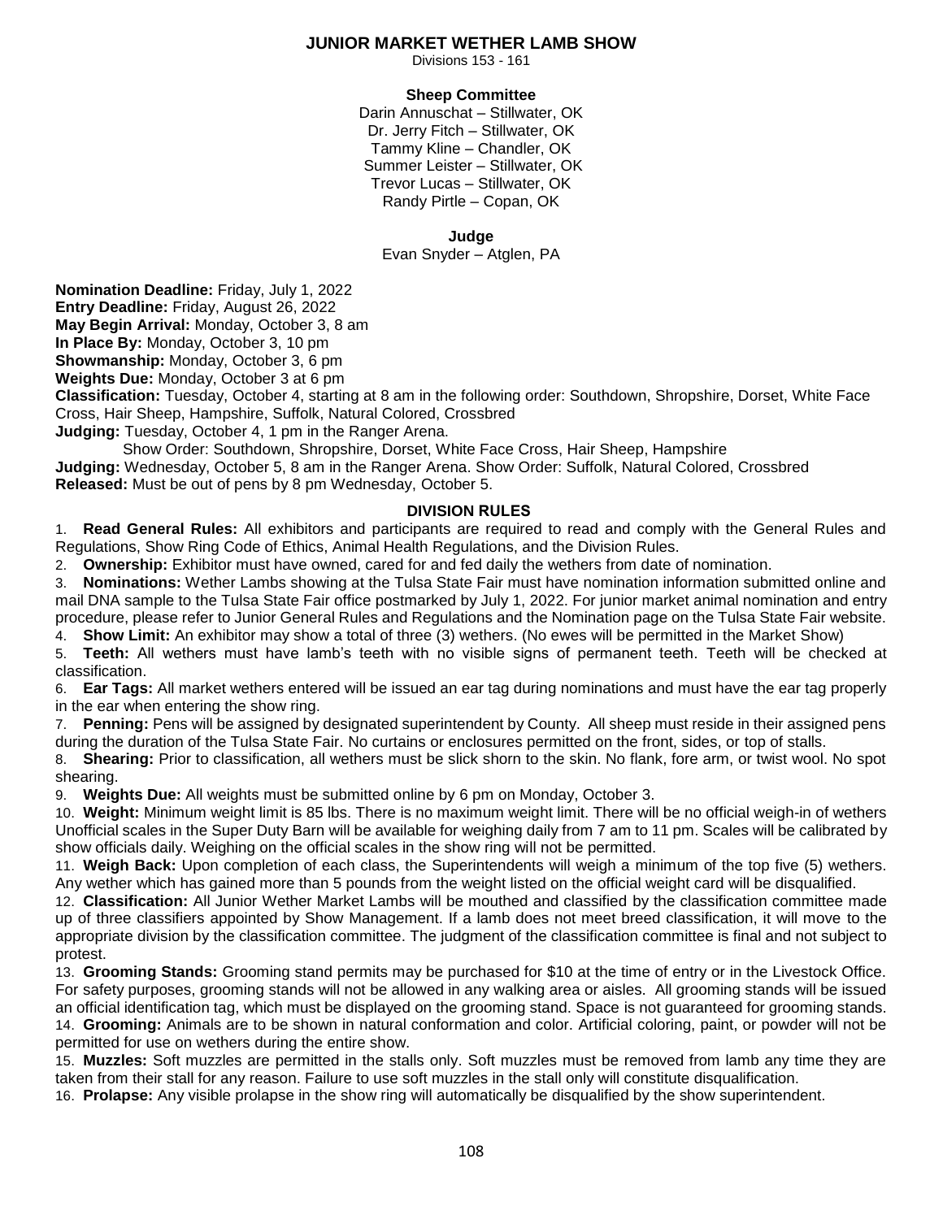# JUNIOR MARKET WETHER LAMB SHOW

Divisions 153 - 161

### Sheep Committee

Darin Annuschat – Stillwater, OK
Dr. Jerry Fitch – Stillwater, OK
Tammy Kline – Chandler, OK
Summer Leister – Stillwater, OK
Trevor Lucas – Stillwater, OK
Randy Pirtle – Copan, OK

### Judge

Evan Snyder – Atglen, PA

**Nomination Deadline:** Friday, July 1, 2022
**Entry Deadline:** Friday, August 26, 2022
**May Begin Arrival:** Monday, October 3, 8 am
**In Place By:** Monday, October 3, 10 pm
**Showmanship:** Monday, October 3, 6 pm
**Weights Due:** Monday, October 3 at 6 pm
**Classification:** Tuesday, October 4, starting at 8 am in the following order: Southdown, Shropshire, Dorset, White Face Cross, Hair Sheep, Hampshire, Suffolk, Natural Colored, Crossbred
**Judging:** Tuesday, October 4, 1 pm in the Ranger Arena.
Show Order: Southdown, Shropshire, Dorset, White Face Cross, Hair Sheep, Hampshire
**Judging:** Wednesday, October 5, 8 am in the Ranger Arena. Show Order: Suffolk, Natural Colored, Crossbred
**Released:** Must be out of pens by 8 pm Wednesday, October 5.

## DIVISION RULES

1. **Read General Rules:** All exhibitors and participants are required to read and comply with the General Rules and Regulations, Show Ring Code of Ethics, Animal Health Regulations, and the Division Rules.
2. **Ownership:** Exhibitor must have owned, cared for and fed daily the wethers from date of nomination.
3. **Nominations:** Wether Lambs showing at the Tulsa State Fair must have nomination information submitted online and mail DNA sample to the Tulsa State Fair office postmarked by July 1, 2022. For junior market animal nomination and entry procedure, please refer to Junior General Rules and Regulations and the Nomination page on the Tulsa State Fair website.
4. **Show Limit:** An exhibitor may show a total of three (3) wethers. (No ewes will be permitted in the Market Show)
5. **Teeth:** All wethers must have lamb's teeth with no visible signs of permanent teeth. Teeth will be checked at classification.
6. **Ear Tags:** All market wethers entered will be issued an ear tag during nominations and must have the ear tag properly in the ear when entering the show ring.
7. **Penning:** Pens will be assigned by designated superintendent by County. All sheep must reside in their assigned pens during the duration of the Tulsa State Fair. No curtains or enclosures permitted on the front, sides, or top of stalls.
8. **Shearing:** Prior to classification, all wethers must be slick shorn to the skin. No flank, fore arm, or twist wool. No spot shearing.
9. **Weights Due:** All weights must be submitted online by 6 pm on Monday, October 3.
10. **Weight:** Minimum weight limit is 85 lbs. There is no maximum weight limit. There will be no official weigh-in of wethers Unofficial scales in the Super Duty Barn will be available for weighing daily from 7 am to 11 pm. Scales will be calibrated by show officials daily. Weighing on the official scales in the show ring will not be permitted.
11. **Weigh Back:** Upon completion of each class, the Superintendents will weigh a minimum of the top five (5) wethers. Any wether which has gained more than 5 pounds from the weight listed on the official weight card will be disqualified.
12. **Classification:** All Junior Wether Market Lambs will be mouthed and classified by the classification committee made up of three classifiers appointed by Show Management. If a lamb does not meet breed classification, it will move to the appropriate division by the classification committee. The judgment of the classification committee is final and not subject to protest.
13. **Grooming Stands:** Grooming stand permits may be purchased for $10 at the time of entry or in the Livestock Office. For safety purposes, grooming stands will not be allowed in any walking area or aisles. All grooming stands will be issued an official identification tag, which must be displayed on the grooming stand. Space is not guaranteed for grooming stands.
14. **Grooming:** Animals are to be shown in natural conformation and color. Artificial coloring, paint, or powder will not be permitted for use on wethers during the entire show.
15. **Muzzles:** Soft muzzles are permitted in the stalls only. Soft muzzles must be removed from lamb any time they are taken from their stall for any reason. Failure to use soft muzzles in the stall only will constitute disqualification.
16. **Prolapse:** Any visible prolapse in the show ring will automatically be disqualified by the show superintendent.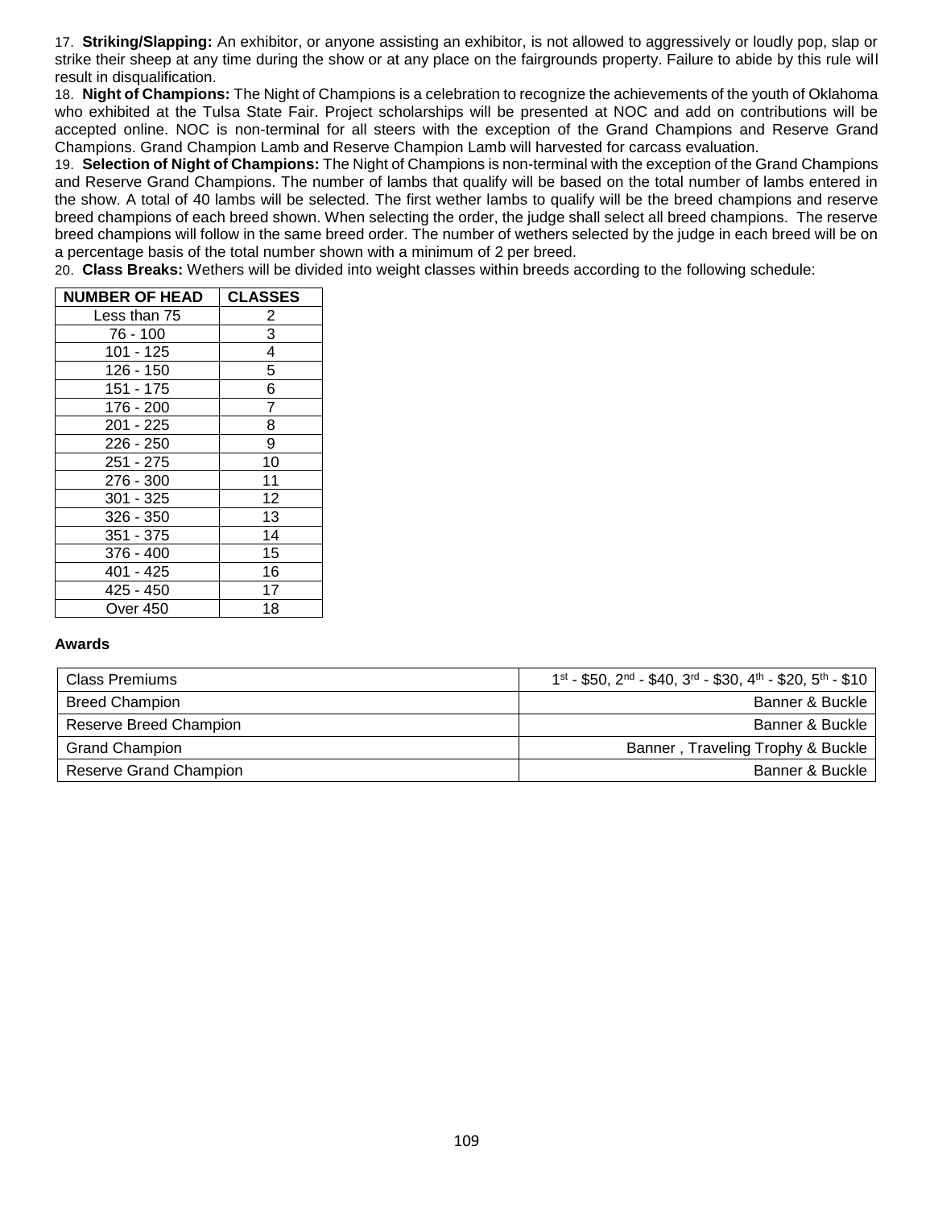17. **Striking/Slapping:** An exhibitor, or anyone assisting an exhibitor, is not allowed to aggressively or loudly pop, slap or strike their sheep at any time during the show or at any place on the fairgrounds property. Failure to abide by this rule will result in disqualification.

18. **Night of Champions:** The Night of Champions is a celebration to recognize the achievements of the youth of Oklahoma who exhibited at the Tulsa State Fair. Project scholarships will be presented at NOC and add on contributions will be accepted online. NOC is non-terminal for all steers with the exception of the Grand Champions and Reserve Grand Champions. Grand Champion Lamb and Reserve Champion Lamb will harvested for carcass evaluation.

19. **Selection of Night of Champions:** The Night of Champions is non-terminal with the exception of the Grand Champions and Reserve Grand Champions. The number of lambs that qualify will be based on the total number of lambs entered in the show. A total of 40 lambs will be selected. The first wether lambs to qualify will be the breed champions and reserve breed champions of each breed shown. When selecting the order, the judge shall select all breed champions. The reserve breed champions will follow in the same breed order. The number of wethers selected by the judge in each breed will be on a percentage basis of the total number shown with a minimum of 2 per breed.

20. **Class Breaks:** Wethers will be divided into weight classes within breeds according to the following schedule:

| NUMBER OF HEAD | CLASSES |
|---|---|
| Less than 75 | 2 |
| 76 - 100 | 3 |
| 101 - 125 | 4 |
| 126 - 150 | 5 |
| 151 - 175 | 6 |
| 176 - 200 | 7 |
| 201 - 225 | 8 |
| 226 - 250 | 9 |
| 251 - 275 | 10 |
| 276 - 300 | 11 |
| 301 - 325 | 12 |
| 326 - 350 | 13 |
| 351 - 375 | 14 |
| 376 - 400 | 15 |
| 401 - 425 | 16 |
| 425 - 450 | 17 |
| Over 450 | 18 |

**Awards**

| | |
|---|---|
| Class Premiums | 1st - $50, 2nd - $40, 3rd - $30, 4th - $20, 5th - $10 |
| Breed Champion | Banner & Buckle |
| Reserve Breed Champion | Banner & Buckle |
| Grand Champion | Banner , Traveling Trophy & Buckle |
| Reserve Grand Champion | Banner & Buckle |